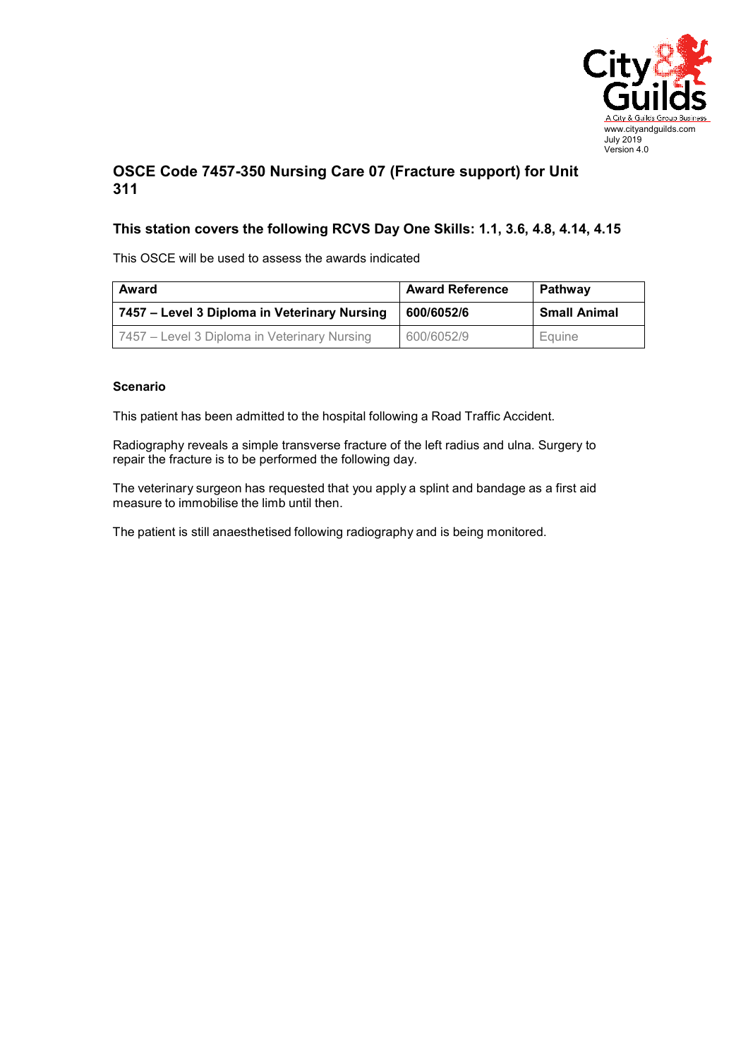www.cityandguilds.com
July 2019
Version 4.0

## OSCE Code 7457-350 Nursing Care 07 (Fracture support) for Unit 311

### This station covers the following RCVS Day One Skills: 1.1, 3.6, 4.8, 4.14, 4.15

This OSCE will be used to assess the awards indicated

| Award | Award Reference | Pathway |
| --- | --- | --- |
| **7457 – Level 3 Diploma in Veterinary Nursing** | **600/6052/6** | **Small Animal** |
| 7457 – Level 3 Diploma in Veterinary Nursing | 600/6052/9 | Equine |

**Scenario**

This patient has been admitted to the hospital following a Road Traffic Accident.

Radiography reveals a simple transverse fracture of the left radius and ulna. Surgery to repair the fracture is to be performed the following day.

The veterinary surgeon has requested that you apply a splint and bandage as a first aid measure to immobilise the limb until then.

The patient is still anaesthetised following radiography and is being monitored.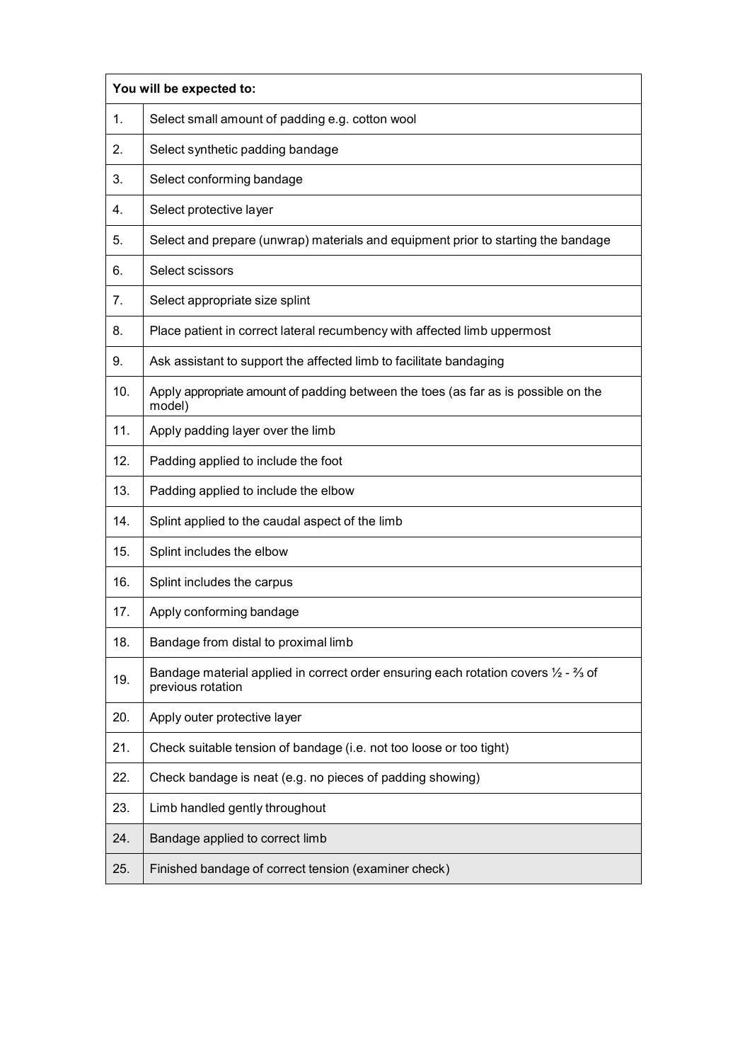| You will be expected to: | |
|---|---|
| 1. | Select small amount of padding e.g. cotton wool |
| 2. | Select synthetic padding bandage |
| 3. | Select conforming bandage |
| 4. | Select protective layer |
| 5. | Select and prepare (unwrap) materials and equipment prior to starting the bandage |
| 6. | Select scissors |
| 7. | Select appropriate size splint |
| 8. | Place patient in correct lateral recumbency with affected limb uppermost |
| 9. | Ask assistant to support the affected limb to facilitate bandaging |
| 10. | Apply appropriate amount of padding between the toes (as far as is possible on the model) |
| 11. | Apply padding layer over the limb |
| 12. | Padding applied to include the foot |
| 13. | Padding applied to include the elbow |
| 14. | Splint applied to the caudal aspect of the limb |
| 15. | Splint includes the elbow |
| 16. | Splint includes the carpus |
| 17. | Apply conforming bandage |
| 18. | Bandage from distal to proximal limb |
| 19. | Bandage material applied in correct order ensuring each rotation covers ½ - ⅔ of previous rotation |
| 20. | Apply outer protective layer |
| 21. | Check suitable tension of bandage (i.e. not too loose or too tight) |
| 22. | Check bandage is neat (e.g. no pieces of padding showing) |
| 23. | Limb handled gently throughout |
| 24. | Bandage applied to correct limb |
| 25. | Finished bandage of correct tension (examiner check) |